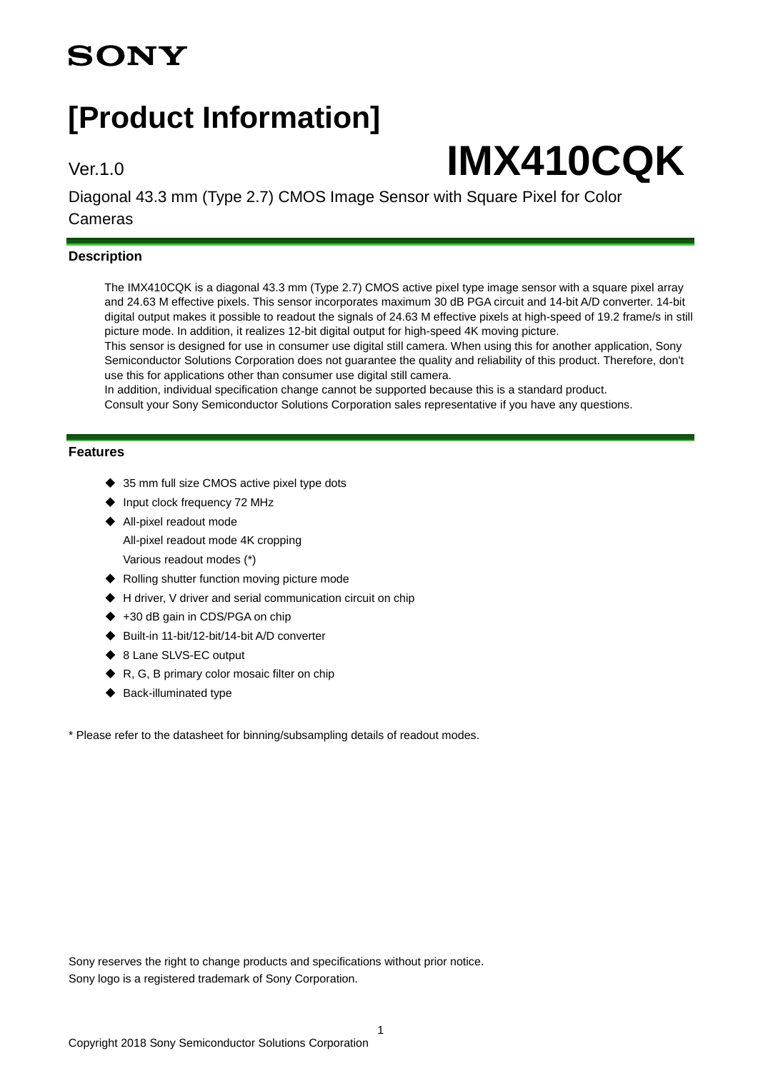SONY

# [Product Information]

Ver.1.0

# IMX410CQK

Diagonal 43.3 mm (Type 2.7) CMOS Image Sensor with Square Pixel for Color Cameras

## Description

The IMX410CQK is a diagonal 43.3 mm (Type 2.7) CMOS active pixel type image sensor with a square pixel array and 24.63 M effective pixels. This sensor incorporates maximum 30 dB PGA circuit and 14-bit A/D converter. 14-bit digital output makes it possible to readout the signals of 24.63 M effective pixels at high-speed of 19.2 frame/s in still picture mode. In addition, it realizes 12-bit digital output for high-speed 4K moving picture.
This sensor is designed for use in consumer use digital still camera. When using this for another application, Sony Semiconductor Solutions Corporation does not guarantee the quality and reliability of this product. Therefore, don't use this for applications other than consumer use digital still camera.
In addition, individual specification change cannot be supported because this is a standard product.
Consult your Sony Semiconductor Solutions Corporation sales representative if you have any questions.

## Features

- 35 mm full size CMOS active pixel type dots
- Input clock frequency 72 MHz
- All-pixel readout mode
  All-pixel readout mode 4K cropping
  Various readout modes (*)
- Rolling shutter function moving picture mode
- H driver, V driver and serial communication circuit on chip
- +30 dB gain in CDS/PGA on chip
- Built-in 11-bit/12-bit/14-bit A/D converter
- 8 Lane SLVS-EC output
- R, G, B primary color mosaic filter on chip
- Back-illuminated type

* Please refer to the datasheet for binning/subsampling details of readout modes.

Sony reserves the right to change products and specifications without prior notice.
Sony logo is a registered trademark of Sony Corporation.

Copyright 2018 Sony Semiconductor Solutions Corporation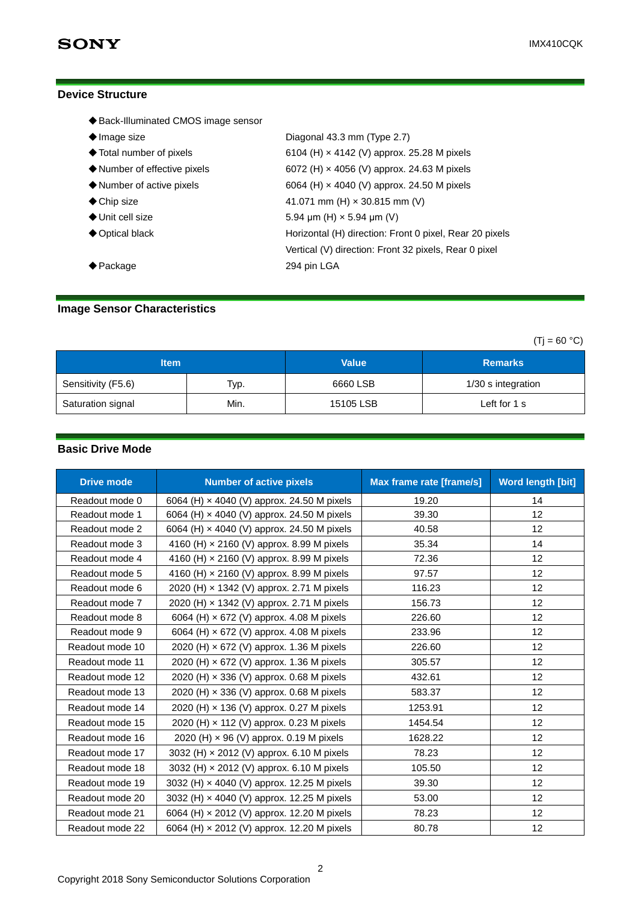## Device Structure

- Back-Illuminated CMOS image sensor
- Image size — Diagonal 43.3 mm (Type 2.7)
- Total number of pixels — 6104 (H) × 4142 (V) approx. 25.28 M pixels
- Number of effective pixels — 6072 (H) × 4056 (V) approx. 24.63 M pixels
- Number of active pixels — 6064 (H) × 4040 (V) approx. 24.50 M pixels
- Chip size — 41.071 mm (H) × 30.815 mm (V)
- Unit cell size — 5.94 μm (H) × 5.94 μm (V)
- Optical black — Horizontal (H) direction: Front 0 pixel, Rear 20 pixels
  Vertical (V) direction: Front 32 pixels, Rear 0 pixel
- Package — 294 pin LGA

## Image Sensor Characteristics

(Tj = 60 °C)

| Item | | Value | Remarks |
|---|---|---|---|
| Sensitivity (F5.6) | Typ. | 6660 LSB | 1/30 s integration |
| Saturation signal | Min. | 15105 LSB | Left for 1 s |

## Basic Drive Mode

| Drive mode | Number of active pixels | Max frame rate [frame/s] | Word length [bit] |
|---|---|---|---|
| Readout mode 0 | 6064 (H) × 4040 (V) approx. 24.50 M pixels | 19.20 | 14 |
| Readout mode 1 | 6064 (H) × 4040 (V) approx. 24.50 M pixels | 39.30 | 12 |
| Readout mode 2 | 6064 (H) × 4040 (V) approx. 24.50 M pixels | 40.58 | 12 |
| Readout mode 3 | 4160 (H) × 2160 (V) approx. 8.99 M pixels | 35.34 | 14 |
| Readout mode 4 | 4160 (H) × 2160 (V) approx. 8.99 M pixels | 72.36 | 12 |
| Readout mode 5 | 4160 (H) × 2160 (V) approx. 8.99 M pixels | 97.57 | 12 |
| Readout mode 6 | 2020 (H) × 1342 (V) approx. 2.71 M pixels | 116.23 | 12 |
| Readout mode 7 | 2020 (H) × 1342 (V) approx. 2.71 M pixels | 156.73 | 12 |
| Readout mode 8 | 6064 (H) × 672 (V) approx. 4.08 M pixels | 226.60 | 12 |
| Readout mode 9 | 6064 (H) × 672 (V) approx. 4.08 M pixels | 233.96 | 12 |
| Readout mode 10 | 2020 (H) × 672 (V) approx. 1.36 M pixels | 226.60 | 12 |
| Readout mode 11 | 2020 (H) × 672 (V) approx. 1.36 M pixels | 305.57 | 12 |
| Readout mode 12 | 2020 (H) × 336 (V) approx. 0.68 M pixels | 432.61 | 12 |
| Readout mode 13 | 2020 (H) × 336 (V) approx. 0.68 M pixels | 583.37 | 12 |
| Readout mode 14 | 2020 (H) × 136 (V) approx. 0.27 M pixels | 1253.91 | 12 |
| Readout mode 15 | 2020 (H) × 112 (V) approx. 0.23 M pixels | 1454.54 | 12 |
| Readout mode 16 | 2020 (H) × 96 (V) approx. 0.19 M pixels | 1628.22 | 12 |
| Readout mode 17 | 3032 (H) × 2012 (V) approx. 6.10 M pixels | 78.23 | 12 |
| Readout mode 18 | 3032 (H) × 2012 (V) approx. 6.10 M pixels | 105.50 | 12 |
| Readout mode 19 | 3032 (H) × 4040 (V) approx. 12.25 M pixels | 39.30 | 12 |
| Readout mode 20 | 3032 (H) × 4040 (V) approx. 12.25 M pixels | 53.00 | 12 |
| Readout mode 21 | 6064 (H) × 2012 (V) approx. 12.20 M pixels | 78.23 | 12 |
| Readout mode 22 | 6064 (H) × 2012 (V) approx. 12.20 M pixels | 80.78 | 12 |

Copyright 2018 Sony Semiconductor Solutions Corporation